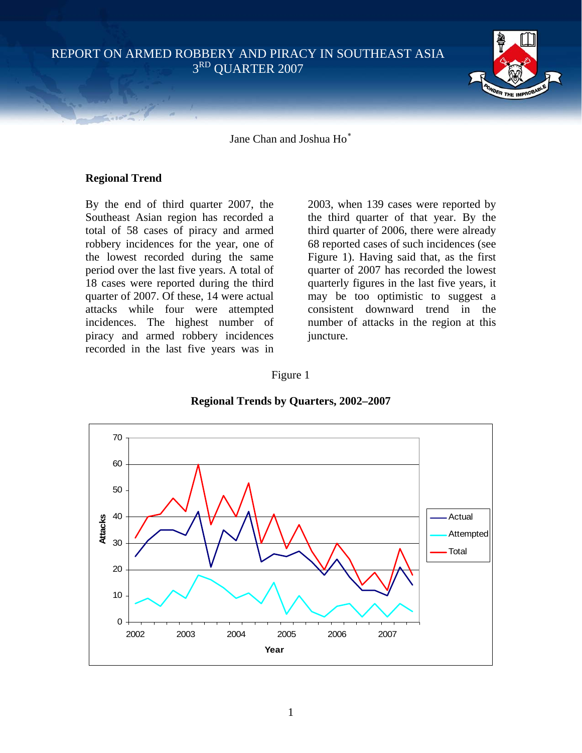# REPORT ON ARMED ROBBERY AND PIRACY IN SOUTHEAST ASIA
# 3RD QUARTER 2007

Jane Chan and Joshua Ho*

## Regional Trend

By the end of third quarter 2007, the Southeast Asian region has recorded a total of 58 cases of piracy and armed robbery incidences for the year, one of the lowest recorded during the same period over the last five years. A total of 18 cases were reported during the third quarter of 2007. Of these, 14 were actual attacks while four were attempted incidences. The highest number of piracy and armed robbery incidences recorded in the last five years was in 2003, when 139 cases were reported by the third quarter of that year. By the third quarter of 2006, there were already 68 reported cases of such incidences (see Figure 1). Having said that, as the first quarter of 2007 has recorded the lowest quarterly figures in the last five years, it may be too optimistic to suggest a consistent downward trend in the number of attacks in the region at this juncture.

Figure 1

**Regional Trends by Quarters, 2002–2007**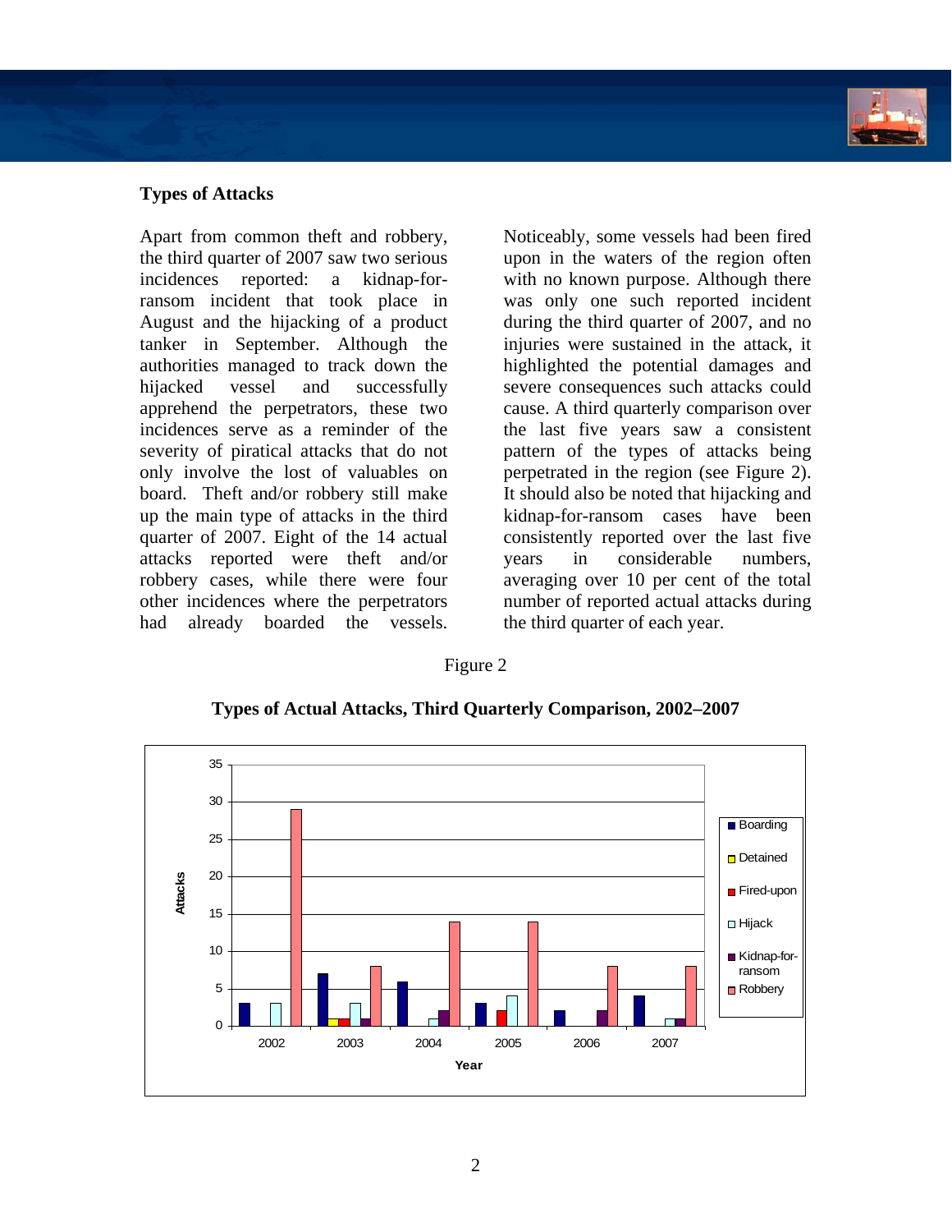### Types of Attacks

Apart from common theft and robbery, the third quarter of 2007 saw two serious incidences reported: a kidnap-for-ransom incident that took place in August and the hijacking of a product tanker in September. Although the authorities managed to track down the hijacked vessel and successfully apprehend the perpetrators, these two incidences serve as a reminder of the severity of piratical attacks that do not only involve the lost of valuables on board. Theft and/or robbery still make up the main type of attacks in the third quarter of 2007. Eight of the 14 actual attacks reported were theft and/or robbery cases, while there were four other incidences where the perpetrators had already boarded the vessels.

Noticeably, some vessels had been fired upon in the waters of the region often with no known purpose. Although there was only one such reported incident during the third quarter of 2007, and no injuries were sustained in the attack, it highlighted the potential damages and severe consequences such attacks could cause. A third quarterly comparison over the last five years saw a consistent pattern of the types of attacks being perpetrated in the region (see Figure 2). It should also be noted that hijacking and kidnap-for-ransom cases have been consistently reported over the last five years in considerable numbers, averaging over 10 per cent of the total number of reported actual attacks during the third quarter of each year.

Figure 2

**Types of Actual Attacks, Third Quarterly Comparison, 2002–2007**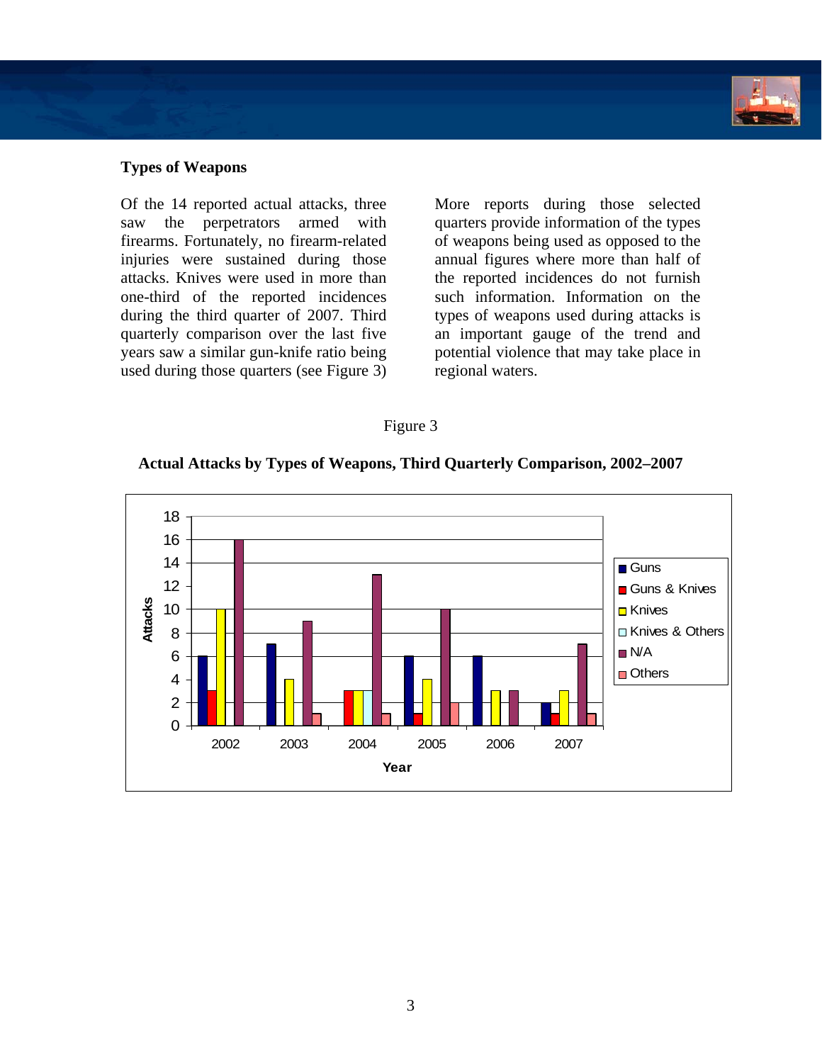### Types of Weapons

Of the 14 reported actual attacks, three saw the perpetrators armed with firearms. Fortunately, no firearm-related injuries were sustained during those attacks. Knives were used in more than one-third of the reported incidences during the third quarter of 2007. Third quarterly comparison over the last five years saw a similar gun-knife ratio being used during those quarters (see Figure 3)

More reports during those selected quarters provide information of the types of weapons being used as opposed to the annual figures where more than half of the reported incidences do not furnish such information. Information on the types of weapons used during attacks is an important gauge of the trend and potential violence that may take place in regional waters.

Figure 3

**Actual Attacks by Types of Weapons, Third Quarterly Comparison, 2002–2007**

| Year | Guns | Guns & Knives | Knives | Knives & Others | N/A | Others |
|---|---|---|---|---|---|---|
| 2002 | 6 | 3 | 10 | 0 | 16 | 0 |
| 2003 | 7 | 0 | 4 | 0 | 9 | 1 |
| 2004 | 0 | 3 | 3 | 3 | 13 | 1 |
| 2005 | 6 | 1 | 4 | 0 | 10 | 2 |
| 2006 | 6 | 0 | 3 | 0 | 3 | 0 |
| 2007 | 2 | 1 | 3 | 0 | 7 | 1 |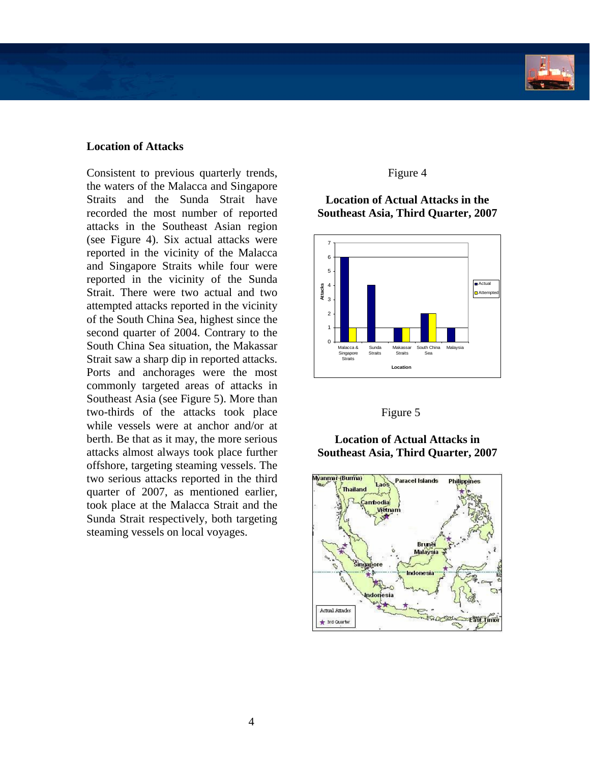## Location of Attacks

Consistent to previous quarterly trends, the waters of the Malacca and Singapore Straits and the Sunda Strait have recorded the most number of reported attacks in the Southeast Asian region (see Figure 4). Six actual attacks were reported in the vicinity of the Malacca and Singapore Straits while four were reported in the vicinity of the Sunda Strait. There were two actual and two attempted attacks reported in the vicinity of the South China Sea, highest since the second quarter of 2004. Contrary to the South China Sea situation, the Makassar Strait saw a sharp dip in reported attacks. Ports and anchorages were the most commonly targeted areas of attacks in Southeast Asia (see Figure 5). More than two-thirds of the attacks took place while vessels were at anchor and/or at berth. Be that as it may, the more serious attacks almost always took place further offshore, targeting steaming vessels. The two serious attacks reported in the third quarter of 2007, as mentioned earlier, took place at the Malacca Strait and the Sunda Strait respectively, both targeting steaming vessels on local voyages.

Figure 4

**Location of Actual Attacks in the Southeast Asia, Third Quarter, 2007**

| Location | Actual | Attempted |
|---|---|---|
| Malacca & Singapore Straits | 6 | 1 |
| Sunda Straits | 4 | 0 |
| Makassar Straits | 1 | 1 |
| South China Sea | 2 | 2 |
| Malaysia | 1 | 0 |

Figure 5

**Location of Actual Attacks in Southeast Asia, Third Quarter, 2007**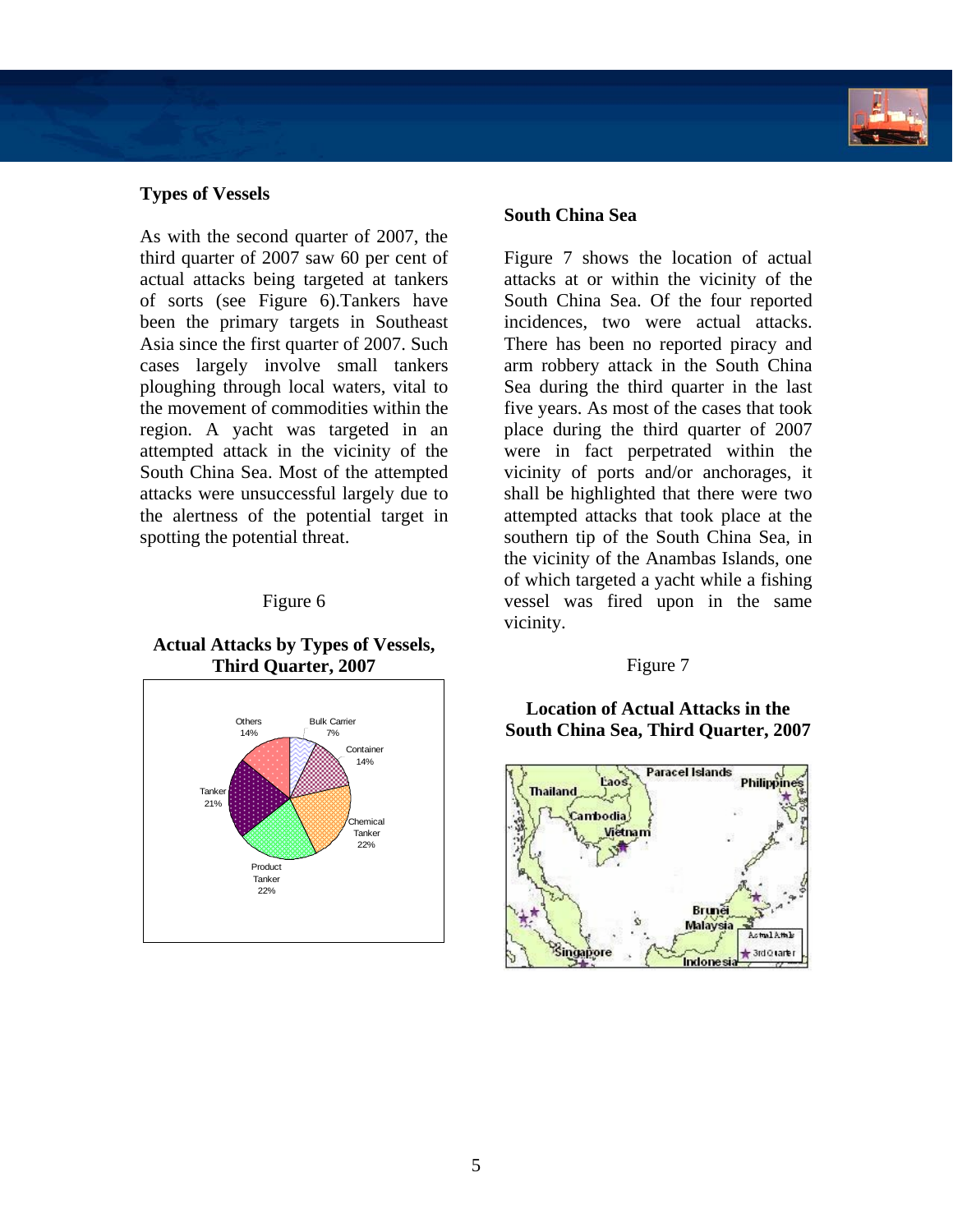### Types of Vessels

As with the second quarter of 2007, the third quarter of 2007 saw 60 per cent of actual attacks being targeted at tankers of sorts (see Figure 6).Tankers have been the primary targets in Southeast Asia since the first quarter of 2007. Such cases largely involve small tankers ploughing through local waters, vital to the movement of commodities within the region. A yacht was targeted in an attempted attack in the vicinity of the South China Sea. Most of the attempted attacks were unsuccessful largely due to the alertness of the potential target in spotting the potential threat.

Figure 6

**Actual Attacks by Types of Vessels, Third Quarter, 2007**

Others 14%, Bulk Carrier 7%, Container 14%, Chemical Tanker 22%, Product Tanker 22%, Tanker 21%

### South China Sea

Figure 7 shows the location of actual attacks at or within the vicinity of the South China Sea. Of the four reported incidences, two were actual attacks. There has been no reported piracy and arm robbery attack in the South China Sea during the third quarter in the last five years. As most of the cases that took place during the third quarter of 2007 were in fact perpetrated within the vicinity of ports and/or anchorages, it shall be highlighted that there were two attempted attacks that took place at the southern tip of the South China Sea, in the vicinity of the Anambas Islands, one of which targeted a yacht while a fishing vessel was fired upon in the same vicinity.

Figure 7

**Location of Actual Attacks in the South China Sea, Third Quarter, 2007**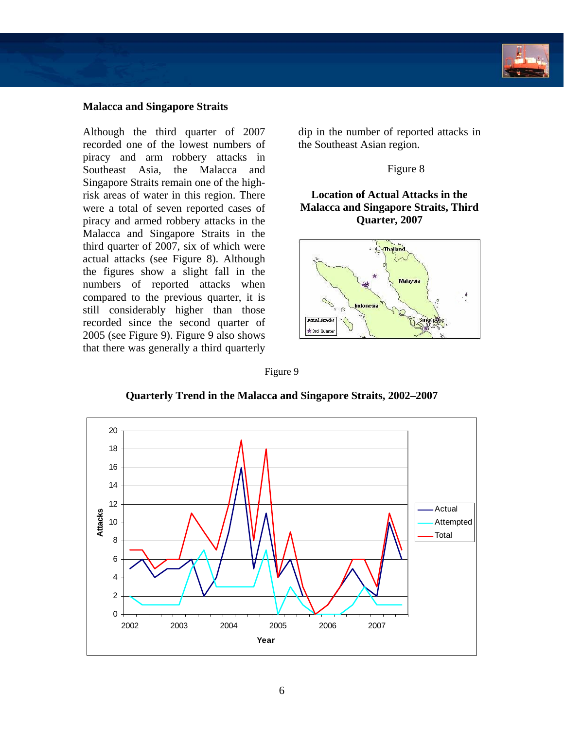## Malacca and Singapore Straits

Although the third quarter of 2007 recorded one of the lowest numbers of piracy and arm robbery attacks in Southeast Asia, the Malacca and Singapore Straits remain one of the high-risk areas of water in this region. There were a total of seven reported cases of piracy and armed robbery attacks in the Malacca and Singapore Straits in the third quarter of 2007, six of which were actual attacks (see Figure 8). Although the figures show a slight fall in the numbers of reported attacks when compared to the previous quarter, it is still considerably higher than those recorded since the second quarter of 2005 (see Figure 9). Figure 9 also shows that there was generally a third quarterly dip in the number of reported attacks in the Southeast Asian region.

Figure 8

**Location of Actual Attacks in the Malacca and Singapore Straits, Third Quarter, 2007**

Figure 9

**Quarterly Trend in the Malacca and Singapore Straits, 2002–2007**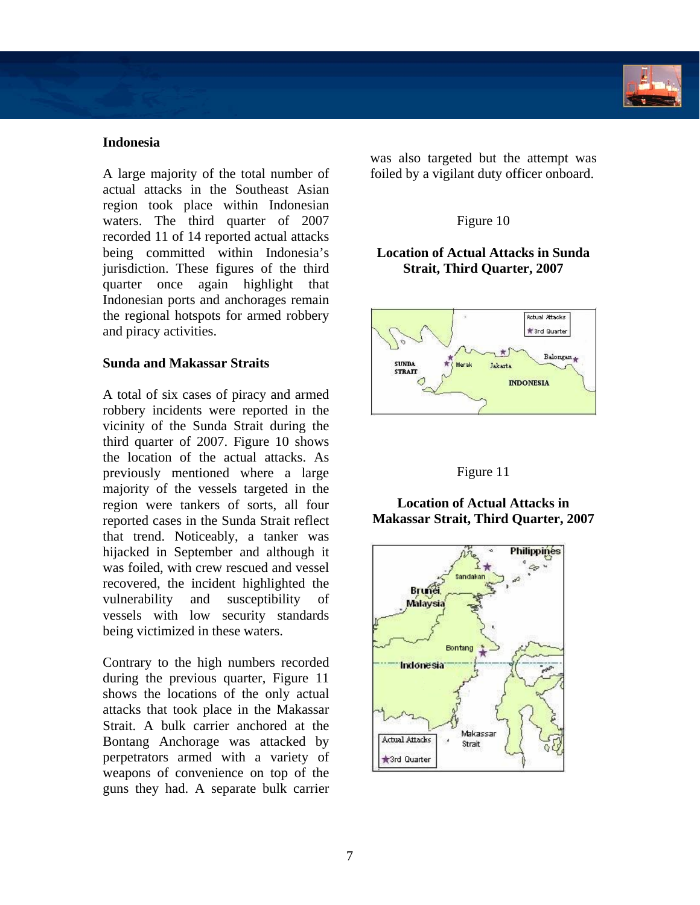## Indonesia

A large majority of the total number of actual attacks in the Southeast Asian region took place within Indonesian waters. The third quarter of 2007 recorded 11 of 14 reported actual attacks being committed within Indonesia's jurisdiction. These figures of the third quarter once again highlight that Indonesian ports and anchorages remain the regional hotspots for armed robbery and piracy activities.

### Sunda and Makassar Straits

A total of six cases of piracy and armed robbery incidents were reported in the vicinity of the Sunda Strait during the third quarter of 2007. Figure 10 shows the location of the actual attacks. As previously mentioned where a large majority of the vessels targeted in the region were tankers of sorts, all four reported cases in the Sunda Strait reflect that trend. Noticeably, a tanker was hijacked in September and although it was foiled, with crew rescued and vessel recovered, the incident highlighted the vulnerability and susceptibility of vessels with low security standards being victimized in these waters.

Contrary to the high numbers recorded during the previous quarter, Figure 11 shows the locations of the only actual attacks that took place in the Makassar Strait. A bulk carrier anchored at the Bontang Anchorage was attacked by perpetrators armed with a variety of weapons of convenience on top of the guns they had. A separate bulk carrier was also targeted but the attempt was foiled by a vigilant duty officer onboard.

Figure 10

**Location of Actual Attacks in Sunda Strait, Third Quarter, 2007**

Figure 11

**Location of Actual Attacks in Makassar Strait, Third Quarter, 2007**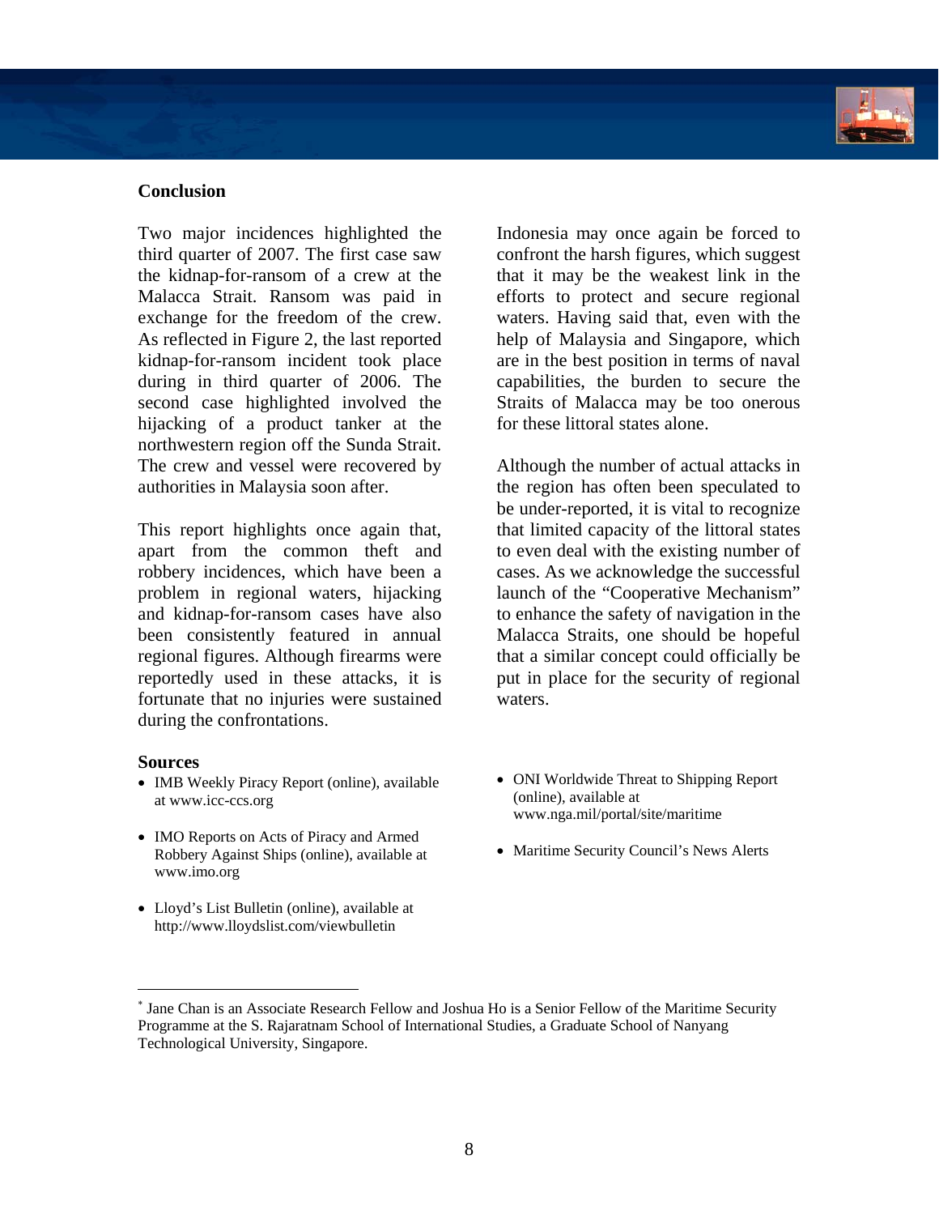## Conclusion

Two major incidences highlighted the third quarter of 2007. The first case saw the kidnap-for-ransom of a crew at the Malacca Strait. Ransom was paid in exchange for the freedom of the crew. As reflected in Figure 2, the last reported kidnap-for-ransom incident took place during in third quarter of 2006. The second case highlighted involved the hijacking of a product tanker at the northwestern region off the Sunda Strait. The crew and vessel were recovered by authorities in Malaysia soon after.

This report highlights once again that, apart from the common theft and robbery incidences, which have been a problem in regional waters, hijacking and kidnap-for-ransom cases have also been consistently featured in annual regional figures. Although firearms were reportedly used in these attacks, it is fortunate that no injuries were sustained during the confrontations.

Indonesia may once again be forced to confront the harsh figures, which suggest that it may be the weakest link in the efforts to protect and secure regional waters. Having said that, even with the help of Malaysia and Singapore, which are in the best position in terms of naval capabilities, the burden to secure the Straits of Malacca may be too onerous for these littoral states alone.

Although the number of actual attacks in the region has often been speculated to be under-reported, it is vital to recognize that limited capacity of the littoral states to even deal with the existing number of cases. As we acknowledge the successful launch of the "Cooperative Mechanism" to enhance the safety of navigation in the Malacca Straits, one should be hopeful that a similar concept could officially be put in place for the security of regional waters.

## Sources

- IMB Weekly Piracy Report (online), available at www.icc-ccs.org
- IMO Reports on Acts of Piracy and Armed Robbery Against Ships (online), available at www.imo.org
- Lloyd's List Bulletin (online), available at http://www.lloydslist.com/viewbulletin
- ONI Worldwide Threat to Shipping Report (online), available at www.nga.mil/portal/site/maritime
- Maritime Security Council's News Alerts

---

[*] Jane Chan is an Associate Research Fellow and Joshua Ho is a Senior Fellow of the Maritime Security Programme at the S. Rajaratnam School of International Studies, a Graduate School of Nanyang Technological University, Singapore.